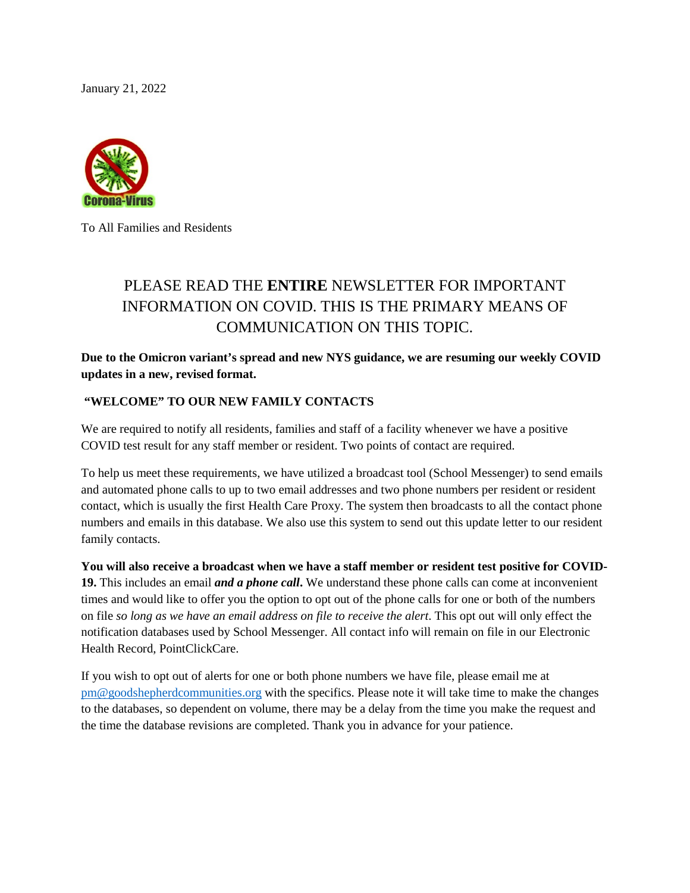January 21, 2022

Corona-Virus

To All Families and Residents

# PLEASE READ THE **ENTIRE** NEWSLETTER FOR IMPORTANT INFORMATION ON COVID. THIS IS THE PRIMARY MEANS OF COMMUNICATION ON THIS TOPIC.

**Due to the Omicron variant's spread and new NYS guidance, we are resuming our weekly COVID updates in a new, revised format.**

**"WELCOME" TO OUR NEW FAMILY CONTACTS**

We are required to notify all residents, families and staff of a facility whenever we have a positive COVID test result for any staff member or resident. Two points of contact are required.

To help us meet these requirements, we have utilized a broadcast tool (School Messenger) to send emails and automated phone calls to up to two email addresses and two phone numbers per resident or resident contact, which is usually the first Health Care Proxy. The system then broadcasts to all the contact phone numbers and emails in this database. We also use this system to send out this update letter to our resident family contacts.

**You will also receive a broadcast when we have a staff member or resident test positive for COVID-19.** This includes an email ***and a phone call*.** We understand these phone calls can come at inconvenient times and would like to offer you the option to opt out of the phone calls for one or both of the numbers on file *so long as we have an email address on file to receive the alert*. This opt out will only effect the notification databases used by School Messenger. All contact info will remain on file in our Electronic Health Record, PointClickCare.

If you wish to opt out of alerts for one or both phone numbers we have file, please email me at pm@goodshepherdcommunities.org with the specifics. Please note it will take time to make the changes to the databases, so dependent on volume, there may be a delay from the time you make the request and the time the database revisions are completed. Thank you in advance for your patience.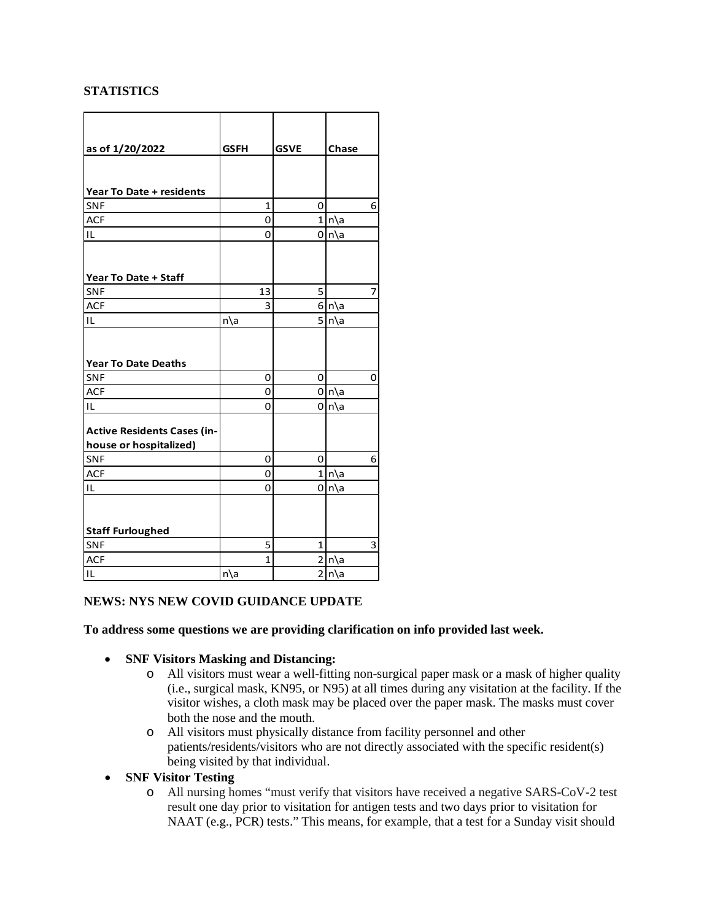## STATISTICS

| as of 1/20/2022 | GSFH | GSVE | Chase |
|---|---|---|---|
| **Year To Date + residents** | | | |
| SNF | 1 | 0 | 6 |
| ACF | 0 | 1 | n\a |
| IL | 0 | 0 | n\a |
| **Year To Date + Staff** | | | |
| SNF | 13 | 5 | 7 |
| ACF | 3 | 6 | n\a |
| IL | n\a | 5 | n\a |
| **Year To Date Deaths** | | | |
| SNF | 0 | 0 | 0 |
| ACF | 0 | 0 | n\a |
| IL | 0 | 0 | n\a |
| **Active Residents Cases (in-house or hospitalized)** | | | |
| SNF | 0 | 0 | 6 |
| ACF | 0 | 1 | n\a |
| IL | 0 | 0 | n\a |
| **Staff Furloughed** | | | |
| SNF | 5 | 1 | 3 |
| ACF | 1 | 2 | n\a |
| IL | n\a | 2 | n\a |

## NEWS: NYS NEW COVID GUIDANCE UPDATE

**To address some questions we are providing clarification on info provided last week.**

- **SNF Visitors Masking and Distancing:**
  - All visitors must wear a well-fitting non-surgical paper mask or a mask of higher quality (i.e., surgical mask, KN95, or N95) at all times during any visitation at the facility. If the visitor wishes, a cloth mask may be placed over the paper mask. The masks must cover both the nose and the mouth.
  - All visitors must physically distance from facility personnel and other patients/residents/visitors who are not directly associated with the specific resident(s) being visited by that individual.
- **SNF Visitor Testing**
  - All nursing homes "must verify that visitors have received a negative SARS-CoV-2 test result one day prior to visitation for antigen tests and two days prior to visitation for NAAT (e.g., PCR) tests." This means, for example, that a test for a Sunday visit should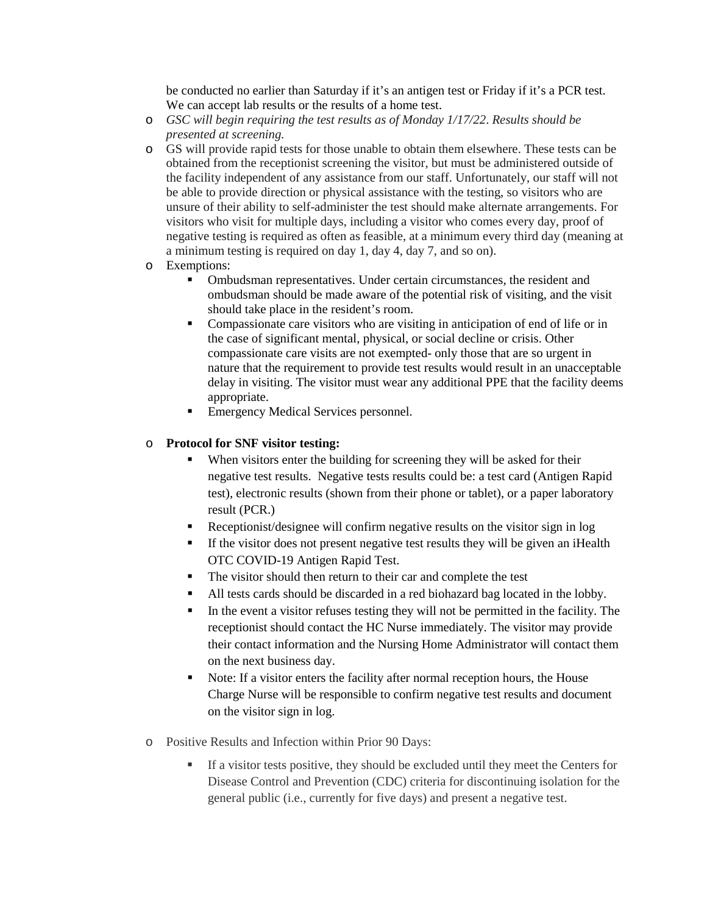be conducted no earlier than Saturday if it's an antigen test or Friday if it's a PCR test. We can accept lab results or the results of a home test.

- *GSC will begin requiring the test results as of Monday 1/17/22. Results should be presented at screening.*
- GS will provide rapid tests for those unable to obtain them elsewhere. These tests can be obtained from the receptionist screening the visitor, but must be administered outside of the facility independent of any assistance from our staff. Unfortunately, our staff will not be able to provide direction or physical assistance with the testing, so visitors who are unsure of their ability to self-administer the test should make alternate arrangements. For visitors who visit for multiple days, including a visitor who comes every day, proof of negative testing is required as often as feasible, at a minimum every third day (meaning at a minimum testing is required on day 1, day 4, day 7, and so on).
- Exemptions:
  - Ombudsman representatives. Under certain circumstances, the resident and ombudsman should be made aware of the potential risk of visiting, and the visit should take place in the resident's room.
  - Compassionate care visitors who are visiting in anticipation of end of life or in the case of significant mental, physical, or social decline or crisis. Other compassionate care visits are not exempted- only those that are so urgent in nature that the requirement to provide test results would result in an unacceptable delay in visiting. The visitor must wear any additional PPE that the facility deems appropriate.
  - Emergency Medical Services personnel.

- **Protocol for SNF visitor testing:**
  - When visitors enter the building for screening they will be asked for their negative test results. Negative tests results could be: a test card (Antigen Rapid test), electronic results (shown from their phone or tablet), or a paper laboratory result (PCR.)
  - Receptionist/designee will confirm negative results on the visitor sign in log
  - If the visitor does not present negative test results they will be given an iHealth OTC COVID-19 Antigen Rapid Test.
  - The visitor should then return to their car and complete the test
  - All tests cards should be discarded in a red biohazard bag located in the lobby.
  - In the event a visitor refuses testing they will not be permitted in the facility. The receptionist should contact the HC Nurse immediately. The visitor may provide their contact information and the Nursing Home Administrator will contact them on the next business day.
  - Note: If a visitor enters the facility after normal reception hours, the House Charge Nurse will be responsible to confirm negative test results and document on the visitor sign in log.

- Positive Results and Infection within Prior 90 Days:
  - If a visitor tests positive, they should be excluded until they meet the Centers for Disease Control and Prevention (CDC) criteria for discontinuing isolation for the general public (i.e., currently for five days) and present a negative test.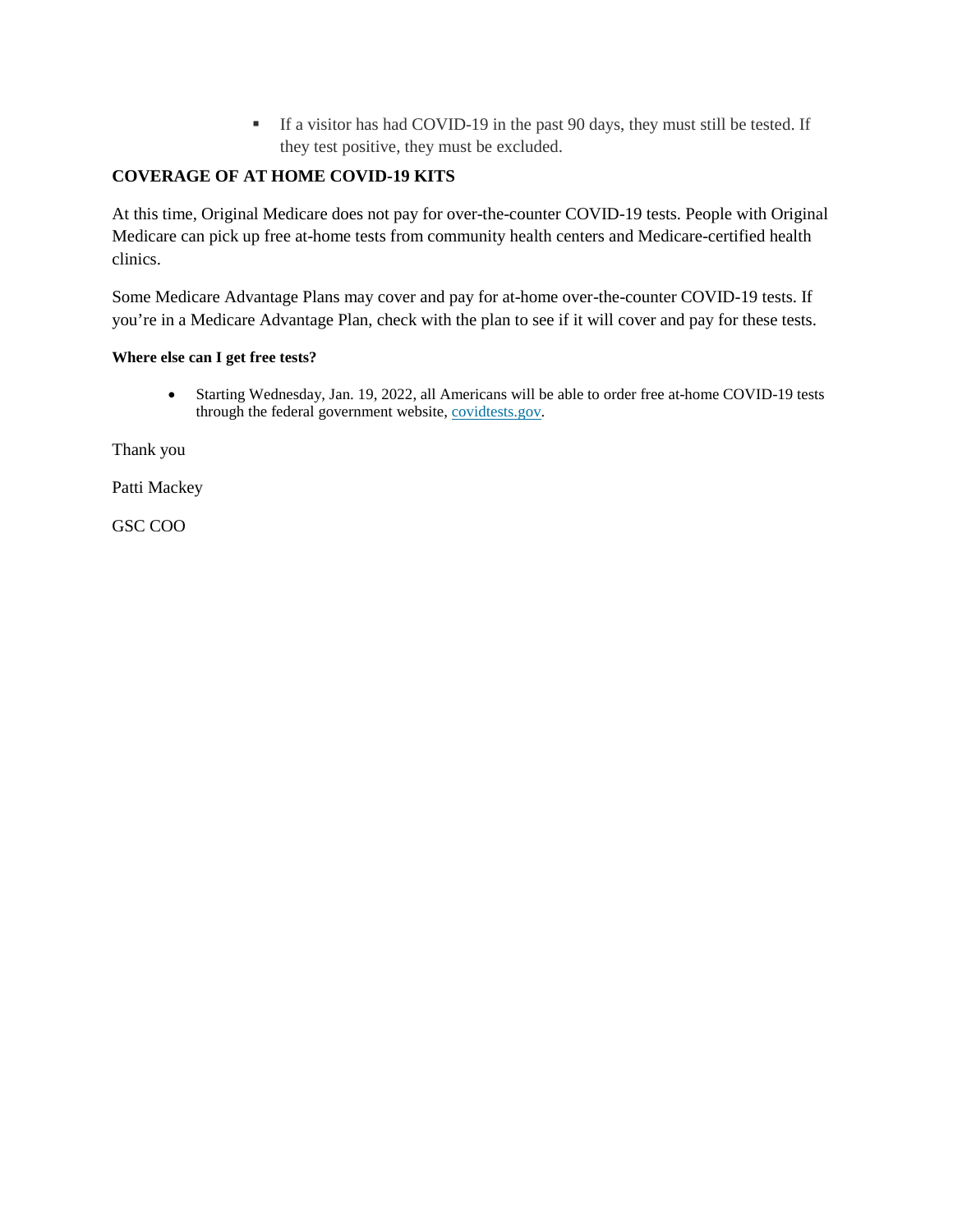- If a visitor has had COVID-19 in the past 90 days, they must still be tested. If they test positive, they must be excluded.

**COVERAGE OF AT HOME COVID-19 KITS**

At this time, Original Medicare does not pay for over-the-counter COVID-19 tests. People with Original Medicare can pick up free at-home tests from community health centers and Medicare-certified health clinics.

Some Medicare Advantage Plans may cover and pay for at-home over-the-counter COVID-19 tests. If you're in a Medicare Advantage Plan, check with the plan to see if it will cover and pay for these tests.

**Where else can I get free tests?**

- Starting Wednesday, Jan. 19, 2022, all Americans will be able to order free at-home COVID-19 tests through the federal government website, covidtests.gov.

Thank you

Patti Mackey

GSC COO